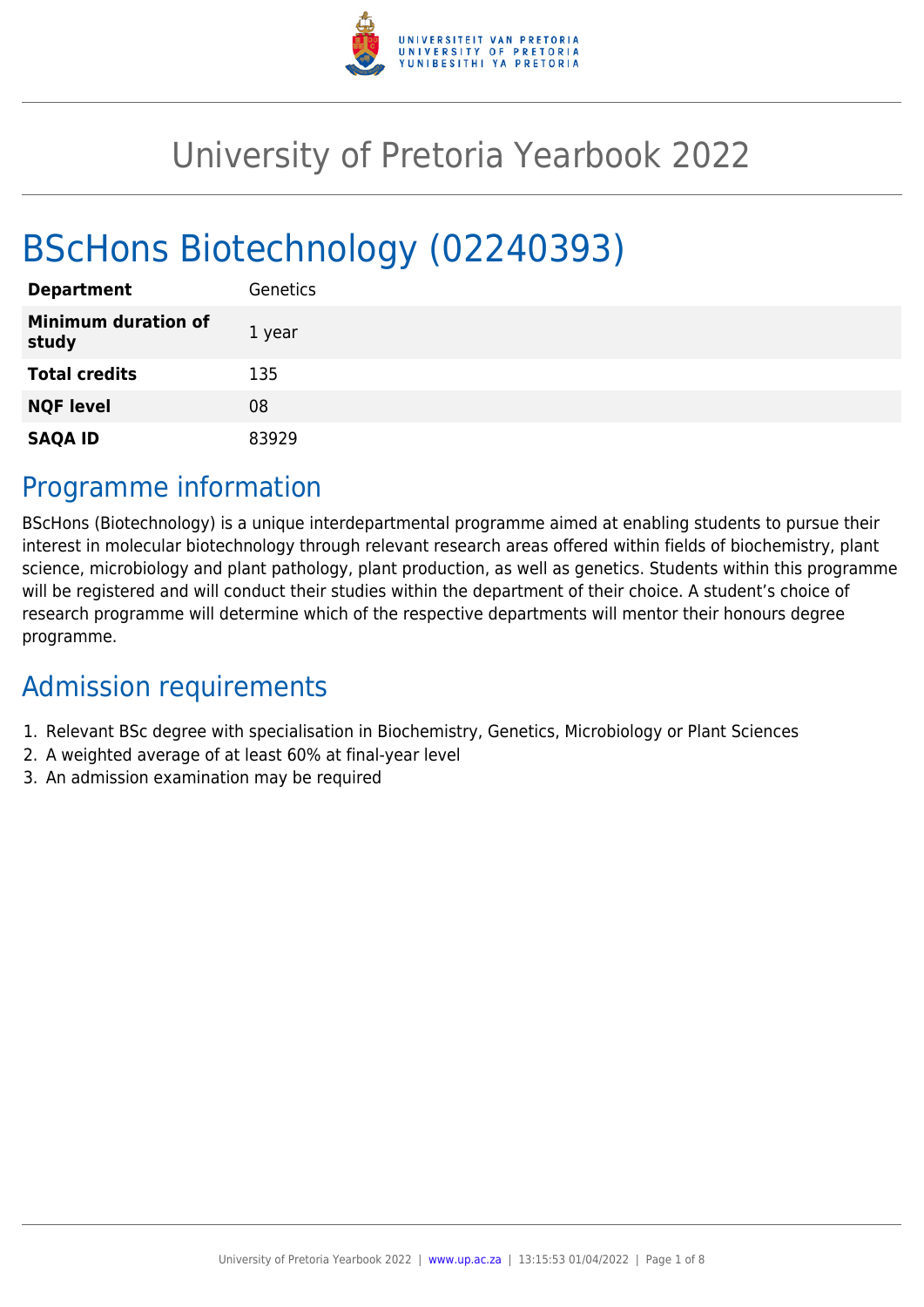# University of Pretoria Yearbook 2022

# BScHons Biotechnology (02240393)

| | |
|---|---|
| **Department** | Genetics |
| **Minimum duration of study** | 1 year |
| **Total credits** | 135 |
| **NQF level** | 08 |
| **SAQA ID** | 83929 |

## Programme information

BScHons (Biotechnology) is a unique interdepartmental programme aimed at enabling students to pursue their interest in molecular biotechnology through relevant research areas offered within fields of biochemistry, plant science, microbiology and plant pathology, plant production, as well as genetics. Students within this programme will be registered and will conduct their studies within the department of their choice. A student's choice of research programme will determine which of the respective departments will mentor their honours degree programme.

## Admission requirements

1. Relevant BSc degree with specialisation in Biochemistry, Genetics, Microbiology or Plant Sciences
2. A weighted average of at least 60% at final-year level
3. An admission examination may be required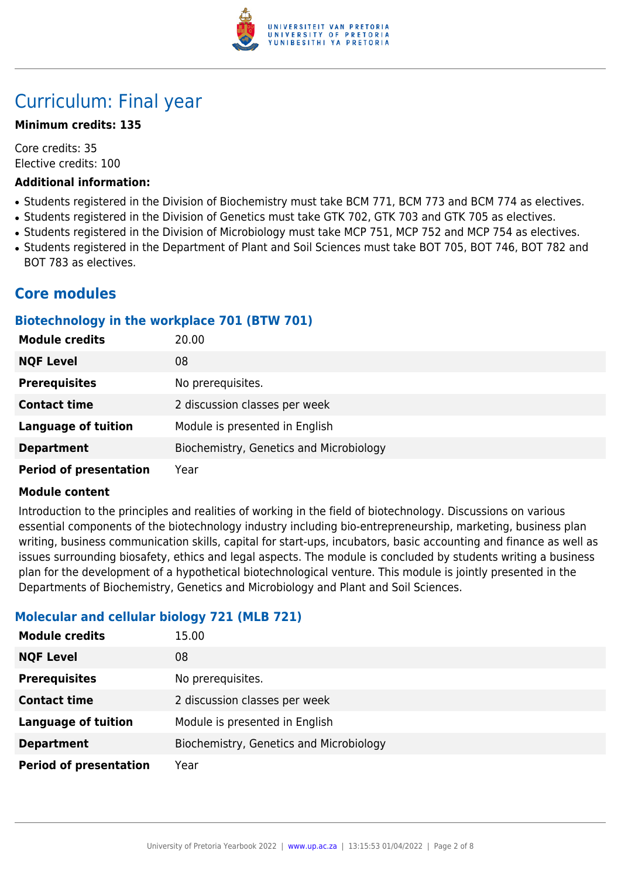# Curriculum: Final year

**Minimum credits: 135**

Core credits: 35
Elective credits: 100

**Additional information:**

- Students registered in the Division of Biochemistry must take BCM 771, BCM 773 and BCM 774 as electives.
- Students registered in the Division of Genetics must take GTK 702, GTK 703 and GTK 705 as electives.
- Students registered in the Division of Microbiology must take MCP 751, MCP 752 and MCP 754 as electives.
- Students registered in the Department of Plant and Soil Sciences must take BOT 705, BOT 746, BOT 782 and BOT 783 as electives.

## Core modules

### Biotechnology in the workplace 701 (BTW 701)

| | |
|---|---|
| **Module credits** | 20.00 |
| **NQF Level** | 08 |
| **Prerequisites** | No prerequisites. |
| **Contact time** | 2 discussion classes per week |
| **Language of tuition** | Module is presented in English |
| **Department** | Biochemistry, Genetics and Microbiology |
| **Period of presentation** | Year |

**Module content**

Introduction to the principles and realities of working in the field of biotechnology. Discussions on various essential components of the biotechnology industry including bio-entrepreneurship, marketing, business plan writing, business communication skills, capital for start-ups, incubators, basic accounting and finance as well as issues surrounding biosafety, ethics and legal aspects. The module is concluded by students writing a business plan for the development of a hypothetical biotechnological venture. This module is jointly presented in the Departments of Biochemistry, Genetics and Microbiology and Plant and Soil Sciences.

### Molecular and cellular biology 721 (MLB 721)

| | |
|---|---|
| **Module credits** | 15.00 |
| **NQF Level** | 08 |
| **Prerequisites** | No prerequisites. |
| **Contact time** | 2 discussion classes per week |
| **Language of tuition** | Module is presented in English |
| **Department** | Biochemistry, Genetics and Microbiology |
| **Period of presentation** | Year |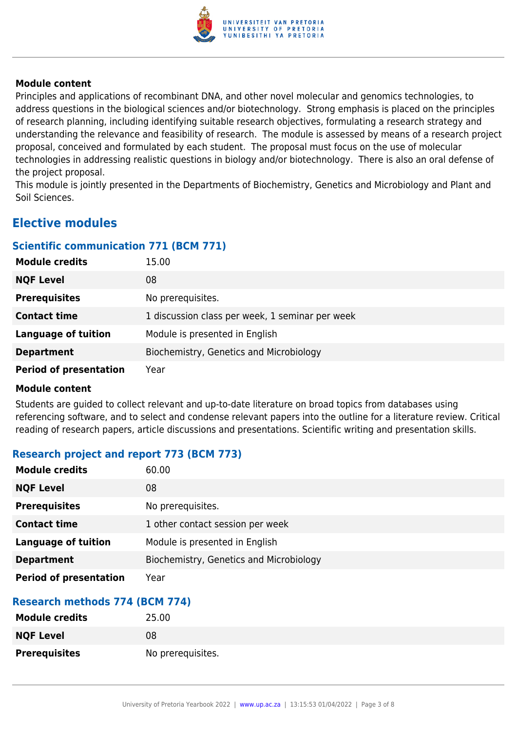**Module content**

Principles and applications of recombinant DNA, and other novel molecular and genomics technologies, to address questions in the biological sciences and/or biotechnology. Strong emphasis is placed on the principles of research planning, including identifying suitable research objectives, formulating a research strategy and understanding the relevance and feasibility of research. The module is assessed by means of a research project proposal, conceived and formulated by each student. The proposal must focus on the use of molecular technologies in addressing realistic questions in biology and/or biotechnology. There is also an oral defense of the project proposal.

This module is jointly presented in the Departments of Biochemistry, Genetics and Microbiology and Plant and Soil Sciences.

## Elective modules

### Scientific communication 771 (BCM 771)

| | |
|---|---|
| **Module credits** | 15.00 |
| **NQF Level** | 08 |
| **Prerequisites** | No prerequisites. |
| **Contact time** | 1 discussion class per week, 1 seminar per week |
| **Language of tuition** | Module is presented in English |
| **Department** | Biochemistry, Genetics and Microbiology |
| **Period of presentation** | Year |

**Module content**

Students are guided to collect relevant and up-to-date literature on broad topics from databases using referencing software, and to select and condense relevant papers into the outline for a literature review. Critical reading of research papers, article discussions and presentations. Scientific writing and presentation skills.

### Research project and report 773 (BCM 773)

| | |
|---|---|
| **Module credits** | 60.00 |
| **NQF Level** | 08 |
| **Prerequisites** | No prerequisites. |
| **Contact time** | 1 other contact session per week |
| **Language of tuition** | Module is presented in English |
| **Department** | Biochemistry, Genetics and Microbiology |
| **Period of presentation** | Year |

### Research methods 774 (BCM 774)

| | |
|---|---|
| **Module credits** | 25.00 |
| **NQF Level** | 08 |
| **Prerequisites** | No prerequisites. |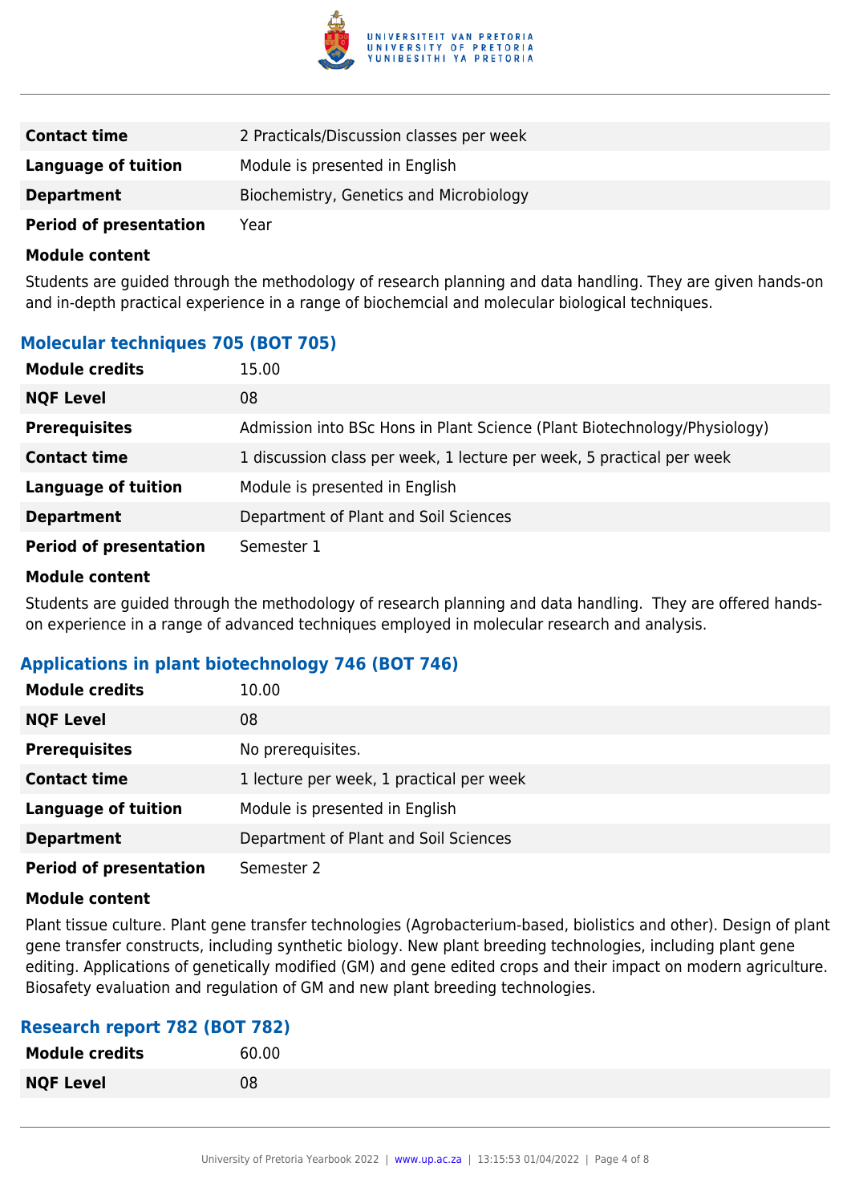| | |
|---|---|
| **Contact time** | 2 Practicals/Discussion classes per week |
| **Language of tuition** | Module is presented in English |
| **Department** | Biochemistry, Genetics and Microbiology |
| **Period of presentation** | Year |

**Module content**

Students are guided through the methodology of research planning and data handling. They are given hands-on and in-depth practical experience in a range of biochemcial and molecular biological techniques.

### Molecular techniques 705 (BOT 705)

| | |
|---|---|
| **Module credits** | 15.00 |
| **NQF Level** | 08 |
| **Prerequisites** | Admission into BSc Hons in Plant Science (Plant Biotechnology/Physiology) |
| **Contact time** | 1 discussion class per week, 1 lecture per week, 5 practical per week |
| **Language of tuition** | Module is presented in English |
| **Department** | Department of Plant and Soil Sciences |
| **Period of presentation** | Semester 1 |

**Module content**

Students are guided through the methodology of research planning and data handling. They are offered hands-on experience in a range of advanced techniques employed in molecular research and analysis.

### Applications in plant biotechnology 746 (BOT 746)

| | |
|---|---|
| **Module credits** | 10.00 |
| **NQF Level** | 08 |
| **Prerequisites** | No prerequisites. |
| **Contact time** | 1 lecture per week, 1 practical per week |
| **Language of tuition** | Module is presented in English |
| **Department** | Department of Plant and Soil Sciences |
| **Period of presentation** | Semester 2 |

**Module content**

Plant tissue culture. Plant gene transfer technologies (Agrobacterium-based, biolistics and other). Design of plant gene transfer constructs, including synthetic biology. New plant breeding technologies, including plant gene editing. Applications of genetically modified (GM) and gene edited crops and their impact on modern agriculture. Biosafety evaluation and regulation of GM and new plant breeding technologies.

### Research report 782 (BOT 782)

| | |
|---|---|
| **Module credits** | 60.00 |
| **NQF Level** | 08 |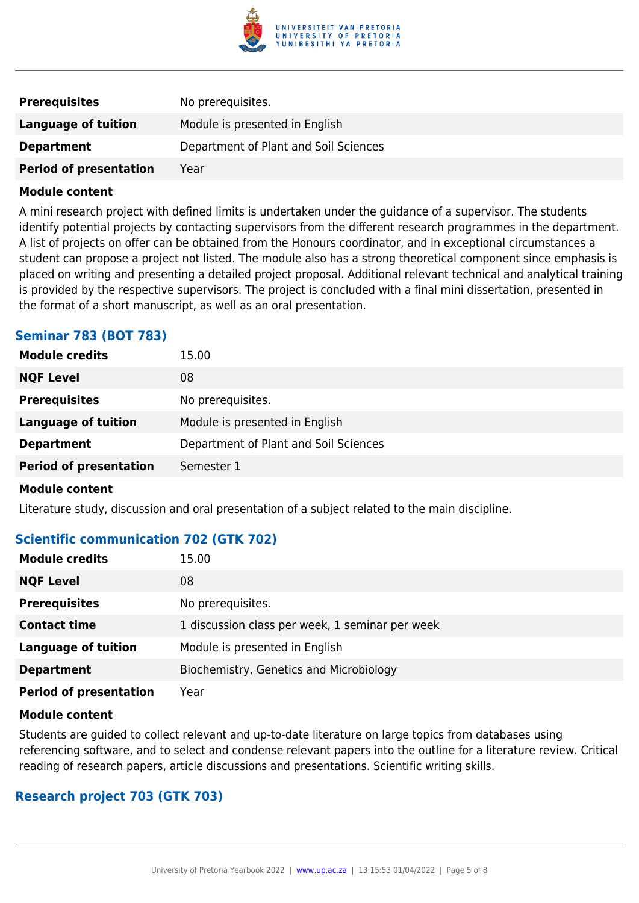| | |
|---|---|
| **Prerequisites** | No prerequisites. |
| **Language of tuition** | Module is presented in English |
| **Department** | Department of Plant and Soil Sciences |
| **Period of presentation** | Year |

**Module content**

A mini research project with defined limits is undertaken under the guidance of a supervisor. The students identify potential projects by contacting supervisors from the different research programmes in the department. A list of projects on offer can be obtained from the Honours coordinator, and in exceptional circumstances a student can propose a project not listed. The module also has a strong theoretical component since emphasis is placed on writing and presenting a detailed project proposal. Additional relevant technical and analytical training is provided by the respective supervisors. The project is concluded with a final mini dissertation, presented in the format of a short manuscript, as well as an oral presentation.

### Seminar 783 (BOT 783)

| | |
|---|---|
| **Module credits** | 15.00 |
| **NQF Level** | 08 |
| **Prerequisites** | No prerequisites. |
| **Language of tuition** | Module is presented in English |
| **Department** | Department of Plant and Soil Sciences |
| **Period of presentation** | Semester 1 |

**Module content**

Literature study, discussion and oral presentation of a subject related to the main discipline.

### Scientific communication 702 (GTK 702)

| | |
|---|---|
| **Module credits** | 15.00 |
| **NQF Level** | 08 |
| **Prerequisites** | No prerequisites. |
| **Contact time** | 1 discussion class per week, 1 seminar per week |
| **Language of tuition** | Module is presented in English |
| **Department** | Biochemistry, Genetics and Microbiology |
| **Period of presentation** | Year |

**Module content**

Students are guided to collect relevant and up-to-date literature on large topics from databases using referencing software, and to select and condense relevant papers into the outline for a literature review. Critical reading of research papers, article discussions and presentations. Scientific writing skills.

### Research project 703 (GTK 703)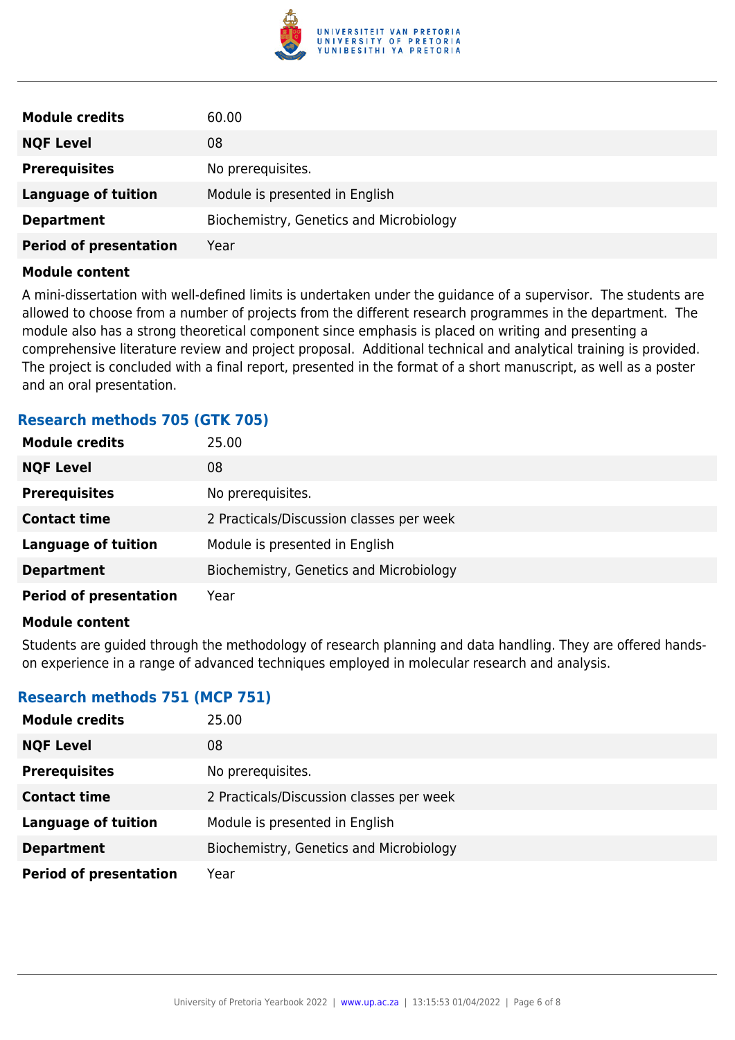| | |
|---|---|
| **Module credits** | 60.00 |
| **NQF Level** | 08 |
| **Prerequisites** | No prerequisites. |
| **Language of tuition** | Module is presented in English |
| **Department** | Biochemistry, Genetics and Microbiology |
| **Period of presentation** | Year |

**Module content**

A mini-dissertation with well-defined limits is undertaken under the guidance of a supervisor. The students are allowed to choose from a number of projects from the different research programmes in the department. The module also has a strong theoretical component since emphasis is placed on writing and presenting a comprehensive literature review and project proposal. Additional technical and analytical training is provided. The project is concluded with a final report, presented in the format of a short manuscript, as well as a poster and an oral presentation.

### Research methods 705 (GTK 705)

| | |
|---|---|
| **Module credits** | 25.00 |
| **NQF Level** | 08 |
| **Prerequisites** | No prerequisites. |
| **Contact time** | 2 Practicals/Discussion classes per week |
| **Language of tuition** | Module is presented in English |
| **Department** | Biochemistry, Genetics and Microbiology |
| **Period of presentation** | Year |

**Module content**

Students are guided through the methodology of research planning and data handling. They are offered hands-on experience in a range of advanced techniques employed in molecular research and analysis.

### Research methods 751 (MCP 751)

| | |
|---|---|
| **Module credits** | 25.00 |
| **NQF Level** | 08 |
| **Prerequisites** | No prerequisites. |
| **Contact time** | 2 Practicals/Discussion classes per week |
| **Language of tuition** | Module is presented in English |
| **Department** | Biochemistry, Genetics and Microbiology |
| **Period of presentation** | Year |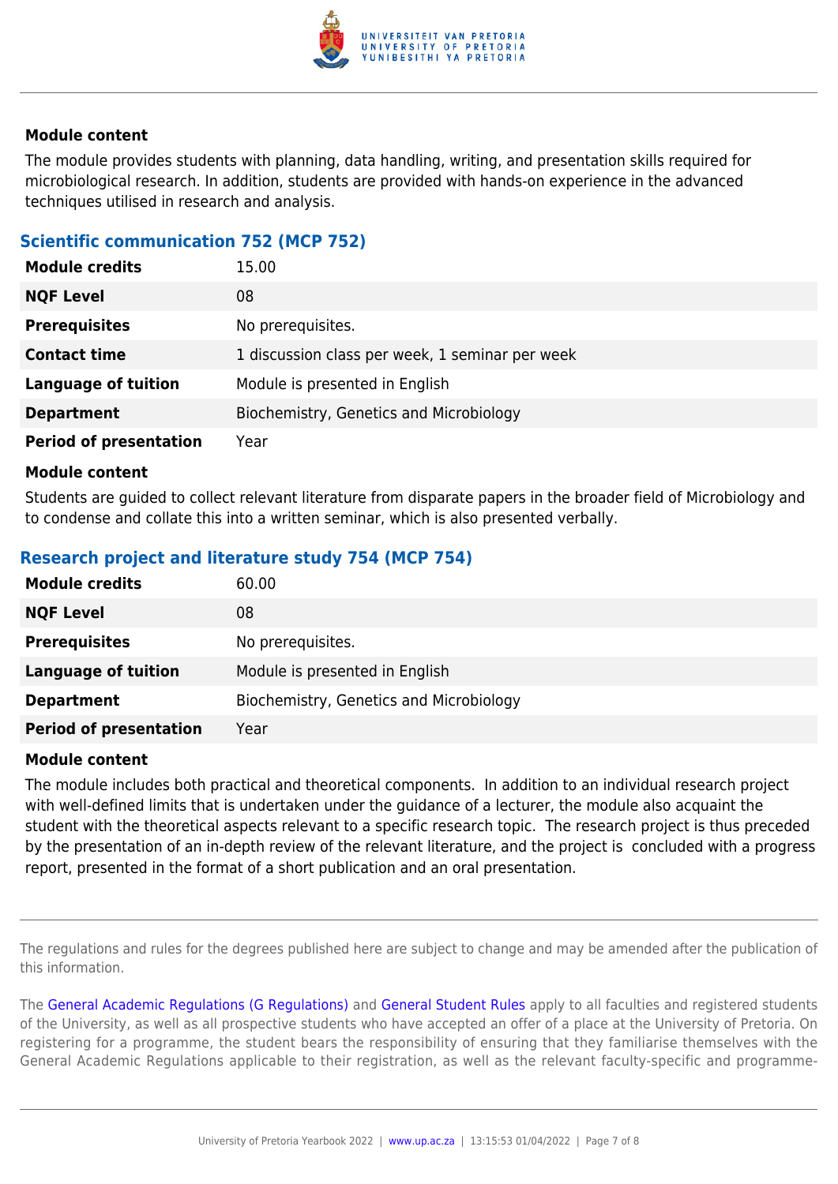**Module content**

The module provides students with planning, data handling, writing, and presentation skills required for microbiological research. In addition, students are provided with hands-on experience in the advanced techniques utilised in research and analysis.

### Scientific communication 752 (MCP 752)

| | |
|---|---|
| **Module credits** | 15.00 |
| **NQF Level** | 08 |
| **Prerequisites** | No prerequisites. |
| **Contact time** | 1 discussion class per week, 1 seminar per week |
| **Language of tuition** | Module is presented in English |
| **Department** | Biochemistry, Genetics and Microbiology |
| **Period of presentation** | Year |

**Module content**

Students are guided to collect relevant literature from disparate papers in the broader field of Microbiology and to condense and collate this into a written seminar, which is also presented verbally.

### Research project and literature study 754 (MCP 754)

| | |
|---|---|
| **Module credits** | 60.00 |
| **NQF Level** | 08 |
| **Prerequisites** | No prerequisites. |
| **Language of tuition** | Module is presented in English |
| **Department** | Biochemistry, Genetics and Microbiology |
| **Period of presentation** | Year |

**Module content**

The module includes both practical and theoretical components. In addition to an individual research project with well-defined limits that is undertaken under the guidance of a lecturer, the module also acquaint the student with the theoretical aspects relevant to a specific research topic. The research project is thus preceded by the presentation of an in-depth review of the relevant literature, and the project is concluded with a progress report, presented in the format of a short publication and an oral presentation.

---

The regulations and rules for the degrees published here are subject to change and may be amended after the publication of this information.

The General Academic Regulations (G Regulations) and General Student Rules apply to all faculties and registered students of the University, as well as all prospective students who have accepted an offer of a place at the University of Pretoria. On registering for a programme, the student bears the responsibility of ensuring that they familiarise themselves with the General Academic Regulations applicable to their registration, as well as the relevant faculty-specific and programme-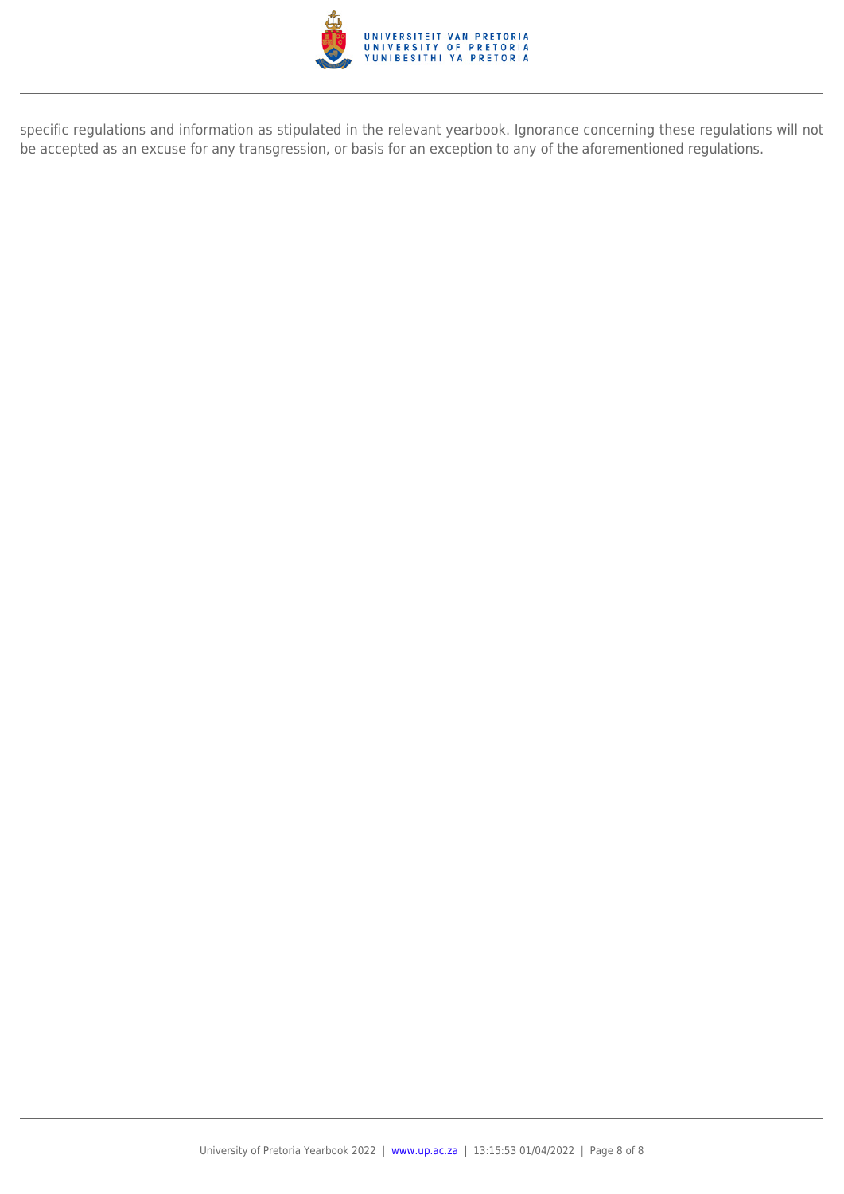specific regulations and information as stipulated in the relevant yearbook. Ignorance concerning these regulations will not be accepted as an excuse for any transgression, or basis for an exception to any of the aforementioned regulations.